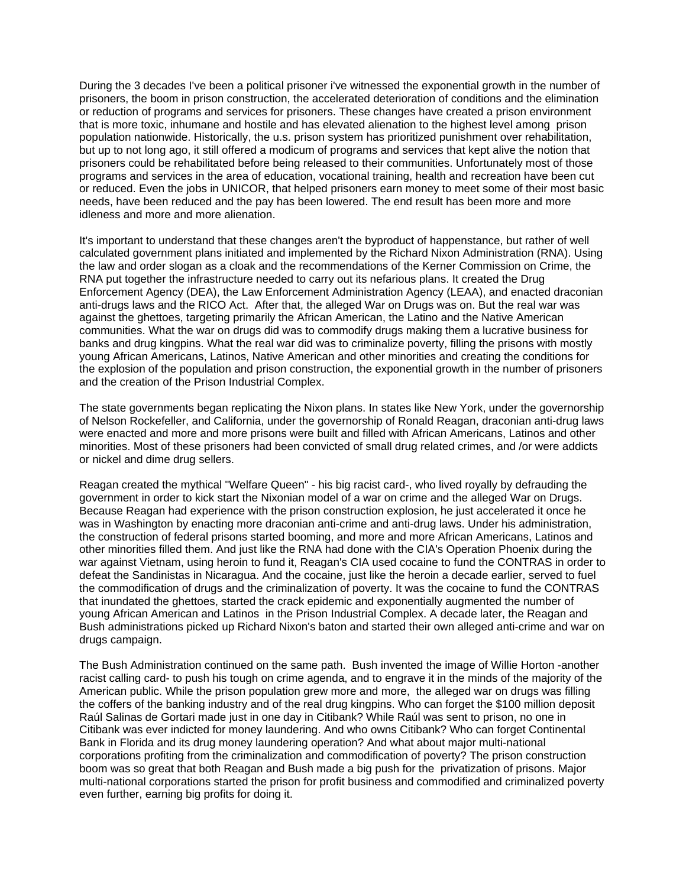During the 3 decades I've been a political prisoner i've witnessed the exponential growth in the number of prisoners, the boom in prison construction, the accelerated deterioration of conditions and the elimination or reduction of programs and services for prisoners. These changes have created a prison environment that is more toxic, inhumane and hostile and has elevated alienation to the highest level among prison population nationwide. Historically, the u.s. prison system has prioritized punishment over rehabilitation, but up to not long ago, it still offered a modicum of programs and services that kept alive the notion that prisoners could be rehabilitated before being released to their communities. Unfortunately most of those programs and services in the area of education, vocational training, health and recreation have been cut or reduced. Even the jobs in UNICOR, that helped prisoners earn money to meet some of their most basic needs, have been reduced and the pay has been lowered. The end result has been more and more idleness and more and more alienation.

It's important to understand that these changes aren't the byproduct of happenstance, but rather of well calculated government plans initiated and implemented by the Richard Nixon Administration (RNA). Using the law and order slogan as a cloak and the recommendations of the Kerner Commission on Crime, the RNA put together the infrastructure needed to carry out its nefarious plans. It created the Drug Enforcement Agency (DEA), the Law Enforcement Administration Agency (LEAA), and enacted draconian anti-drugs laws and the RICO Act. After that, the alleged War on Drugs was on. But the real war was against the ghettoes, targeting primarily the African American, the Latino and the Native American communities. What the war on drugs did was to commodify drugs making them a lucrative business for banks and drug kingpins. What the real war did was to criminalize poverty, filling the prisons with mostly young African Americans, Latinos, Native American and other minorities and creating the conditions for the explosion of the population and prison construction, the exponential growth in the number of prisoners and the creation of the Prison Industrial Complex.

The state governments began replicating the Nixon plans. In states like New York, under the governorship of Nelson Rockefeller, and California, under the governorship of Ronald Reagan, draconian anti-drug laws were enacted and more and more prisons were built and filled with African Americans, Latinos and other minorities. Most of these prisoners had been convicted of small drug related crimes, and /or were addicts or nickel and dime drug sellers.

Reagan created the mythical "Welfare Queen" - his big racist card-, who lived royally by defrauding the government in order to kick start the Nixonian model of a war on crime and the alleged War on Drugs. Because Reagan had experience with the prison construction explosion, he just accelerated it once he was in Washington by enacting more draconian anti-crime and anti-drug laws. Under his administration, the construction of federal prisons started booming, and more and more African Americans, Latinos and other minorities filled them. And just like the RNA had done with the CIA's Operation Phoenix during the war against Vietnam, using heroin to fund it, Reagan's CIA used cocaine to fund the CONTRAS in order to defeat the Sandinistas in Nicaragua. And the cocaine, just like the heroin a decade earlier, served to fuel the commodification of drugs and the criminalization of poverty. It was the cocaine to fund the CONTRAS that inundated the ghettoes, started the crack epidemic and exponentially augmented the number of young African American and Latinos in the Prison Industrial Complex. A decade later, the Reagan and Bush administrations picked up Richard Nixon's baton and started their own alleged anti-crime and war on drugs campaign.

The Bush Administration continued on the same path. Bush invented the image of Willie Horton -another racist calling card- to push his tough on crime agenda, and to engrave it in the minds of the majority of the American public. While the prison population grew more and more, the alleged war on drugs was filling the coffers of the banking industry and of the real drug kingpins. Who can forget the $100 million deposit Raúl Salinas de Gortari made just in one day in Citibank? While Raúl was sent to prison, no one in Citibank was ever indicted for money laundering. And who owns Citibank? Who can forget Continental Bank in Florida and its drug money laundering operation? And what about major multi-national corporations profiting from the criminalization and commodification of poverty? The prison construction boom was so great that both Reagan and Bush made a big push for the privatization of prisons. Major multi-national corporations started the prison for profit business and commodified and criminalized poverty even further, earning big profits for doing it.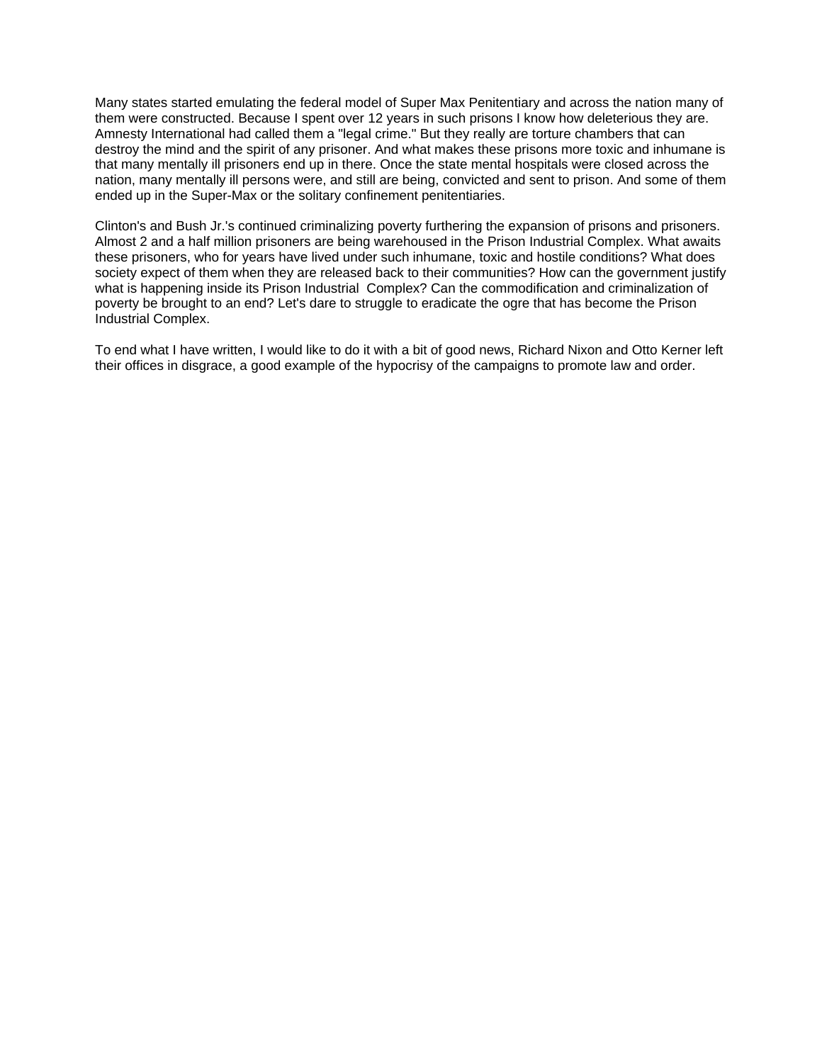Many states started emulating the federal model of Super Max Penitentiary and across the nation many of them were constructed. Because I spent over 12 years in such prisons I know how deleterious they are. Amnesty International had called them a "legal crime." But they really are torture chambers that can destroy the mind and the spirit of any prisoner. And what makes these prisons more toxic and inhumane is that many mentally ill prisoners end up in there. Once the state mental hospitals were closed across the nation, many mentally ill persons were, and still are being, convicted and sent to prison. And some of them ended up in the Super-Max or the solitary confinement penitentiaries.

Clinton's and Bush Jr.'s continued criminalizing poverty furthering the expansion of prisons and prisoners. Almost 2 and a half million prisoners are being warehoused in the Prison Industrial Complex. What awaits these prisoners, who for years have lived under such inhumane, toxic and hostile conditions? What does society expect of them when they are released back to their communities? How can the government justify what is happening inside its Prison Industrial Complex? Can the commodification and criminalization of poverty be brought to an end? Let's dare to struggle to eradicate the ogre that has become the Prison Industrial Complex.

To end what I have written, I would like to do it with a bit of good news, Richard Nixon and Otto Kerner left their offices in disgrace, a good example of the hypocrisy of the campaigns to promote law and order.